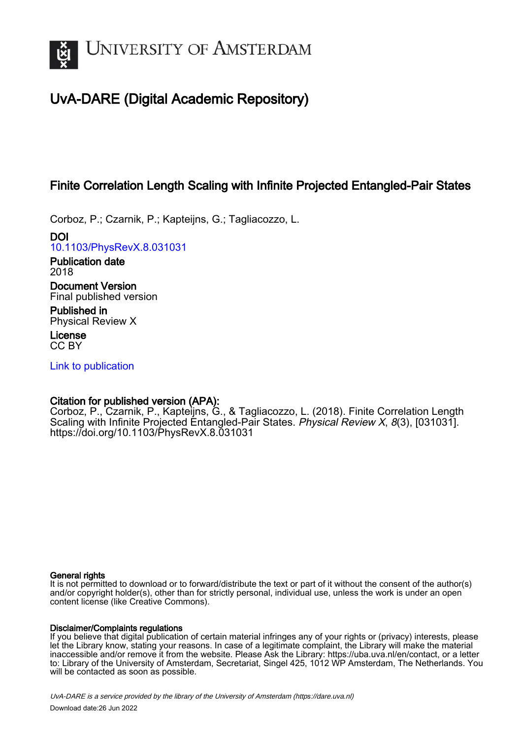# UvA-DARE (Digital Academic Repository)

## Finite Correlation Length Scaling with Infinite Projected Entangled-Pair States

Corboz, P.; Czarnik, P.; Kapteijns, G.; Tagliacozzo, L.

**DOI**
10.1103/PhysRevX.8.031031

**Publication date**
2018

**Document Version**
Final published version

**Published in**
Physical Review X

**License**
CC BY

Link to publication

**Citation for published version (APA):**
Corboz, P., Czarnik, P., Kapteijns, G., & Tagliacozzo, L. (2018). Finite Correlation Length Scaling with Infinite Projected Entangled-Pair States. *Physical Review X*, *8*(3), [031031]. https://doi.org/10.1103/PhysRevX.8.031031

**General rights**
It is not permitted to download or to forward/distribute the text or part of it without the consent of the author(s) and/or copyright holder(s), other than for strictly personal, individual use, unless the work is under an open content license (like Creative Commons).

**Disclaimer/Complaints regulations**
If you believe that digital publication of certain material infringes any of your rights or (privacy) interests, please let the Library know, stating your reasons. In case of a legitimate complaint, the Library will make the material inaccessible and/or remove it from the website. Please Ask the Library: https://uba.uva.nl/en/contact, or a letter to: Library of the University of Amsterdam, Secretariat, Singel 425, 1012 WP Amsterdam, The Netherlands. You will be contacted as soon as possible.

*UvA-DARE is a service provided by the library of the University of Amsterdam (https://dare.uva.nl)*

Download date:26 Jun 2022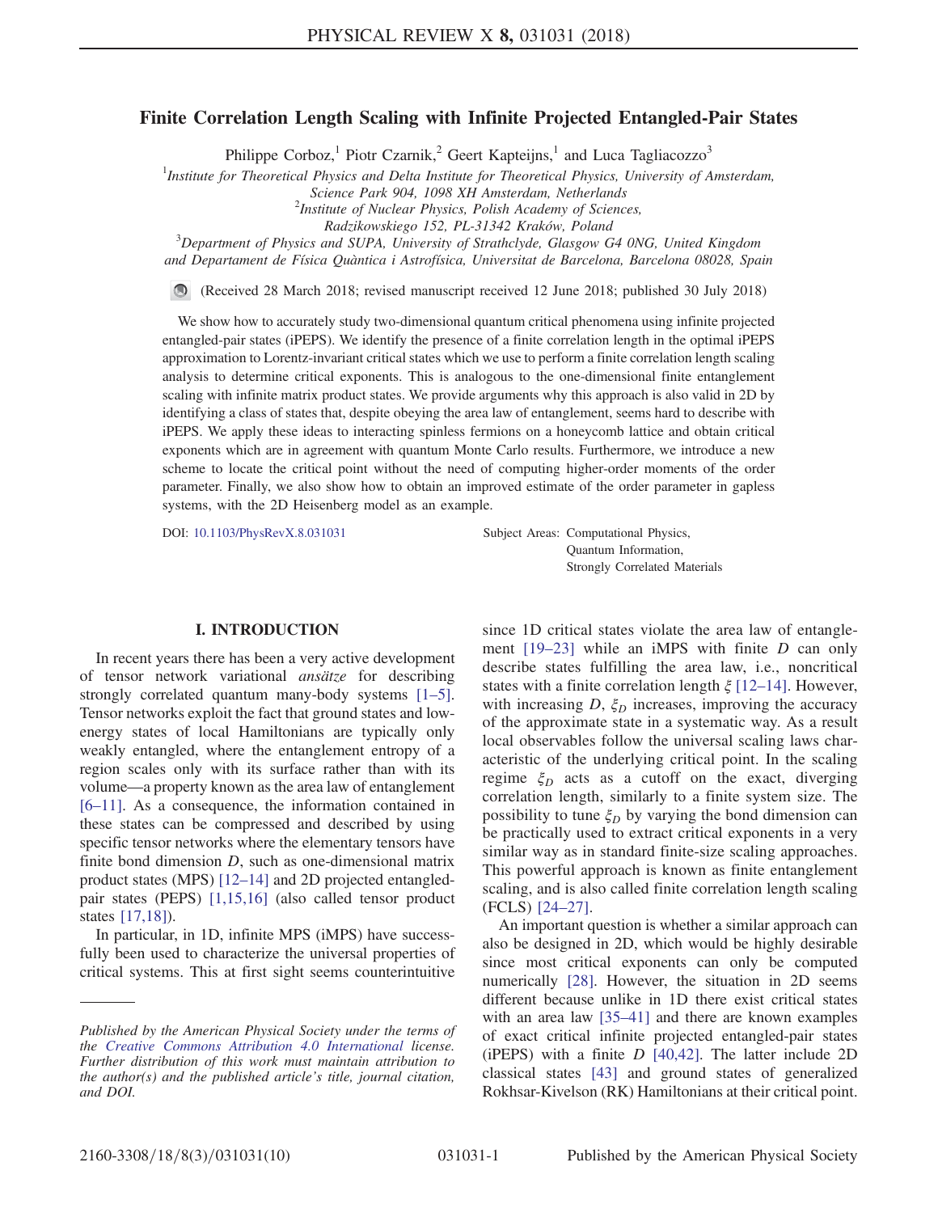# Finite Correlation Length Scaling with Infinite Projected Entangled-Pair States

Philippe Corboz,[1] Piotr Czarnik,[2] Geert Kapteijns,[1] and Luca Tagliacozzo[3]

[1]*Institute for Theoretical Physics and Delta Institute for Theoretical Physics, University of Amsterdam, Science Park 904, 1098 XH Amsterdam, Netherlands*
[2]*Institute of Nuclear Physics, Polish Academy of Sciences, Radzikowskiego 152, PL-31342 Kraków, Poland*
[3]*Department of Physics and SUPA, University of Strathclyde, Glasgow G4 0NG, United Kingdom and Departament de Física Quàntica i Astrofísica, Universitat de Barcelona, Barcelona 08028, Spain*

(Received 28 March 2018; revised manuscript received 12 June 2018; published 30 July 2018)

We show how to accurately study two-dimensional quantum critical phenomena using infinite projected entangled-pair states (iPEPS). We identify the presence of a finite correlation length in the optimal iPEPS approximation to Lorentz-invariant critical states which we use to perform a finite correlation length scaling analysis to determine critical exponents. This is analogous to the one-dimensional finite entanglement scaling with infinite matrix product states. We provide arguments why this approach is also valid in 2D by identifying a class of states that, despite obeying the area law of entanglement, seems hard to describe with iPEPS. We apply these ideas to interacting spinless fermions on a honeycomb lattice and obtain critical exponents which are in agreement with quantum Monte Carlo results. Furthermore, we introduce a new scheme to locate the critical point without the need of computing higher-order moments of the order parameter. Finally, we also show how to obtain an improved estimate of the order parameter in gapless systems, with the 2D Heisenberg model as an example.

DOI: 10.1103/PhysRevX.8.031031

Subject Areas: Computational Physics, Quantum Information, Strongly Correlated Materials

## I. INTRODUCTION

In recent years there has been a very active development of tensor network variational *ansätze* for describing strongly correlated quantum many-body systems [1–5]. Tensor networks exploit the fact that ground states and low-energy states of local Hamiltonians are typically only weakly entangled, where the entanglement entropy of a region scales only with its surface rather than with its volume—a property known as the area law of entanglement [6–11]. As a consequence, the information contained in these states can be compressed and described by using specific tensor networks where the elementary tensors have finite bond dimension $D$, such as one-dimensional matrix product states (MPS) [12–14] and 2D projected entangled-pair states (PEPS) [1,15,16] (also called tensor product states [17,18]).

In particular, in 1D, infinite MPS (iMPS) have successfully been used to characterize the universal properties of critical systems. This at first sight seems counterintuitive since 1D critical states violate the area law of entanglement [19–23] while an iMPS with finite $D$ can only describe states fulfilling the area law, i.e., noncritical states with a finite correlation length $\xi$ [12–14]. However, with increasing $D$, $\xi_D$ increases, improving the accuracy of the approximate state in a systematic way. As a result local observables follow the universal scaling laws characteristic of the underlying critical point. In the scaling regime $\xi_D$ acts as a cutoff on the exact, diverging correlation length, similarly to a finite system size. The possibility to tune $\xi_D$ by varying the bond dimension can be practically used to extract critical exponents in a very similar way as in standard finite-size scaling approaches. This powerful approach is known as finite entanglement scaling, and is also called finite correlation length scaling (FCLS) [24–27].

An important question is whether a similar approach can also be designed in 2D, which would be highly desirable since most critical exponents can only be computed numerically [28]. However, the situation in 2D seems different because unlike in 1D there exist critical states with an area law [35–41] and there are known examples of exact critical infinite projected entangled-pair states (iPEPS) with a finite $D$ [40,42]. The latter include 2D classical states [43] and ground states of generalized Rokhsar-Kivelson (RK) Hamiltonians at their critical point.

*Published by the American Physical Society under the terms of the Creative Commons Attribution 4.0 International license. Further distribution of this work must maintain attribution to the author(s) and the published article's title, journal citation, and DOI.*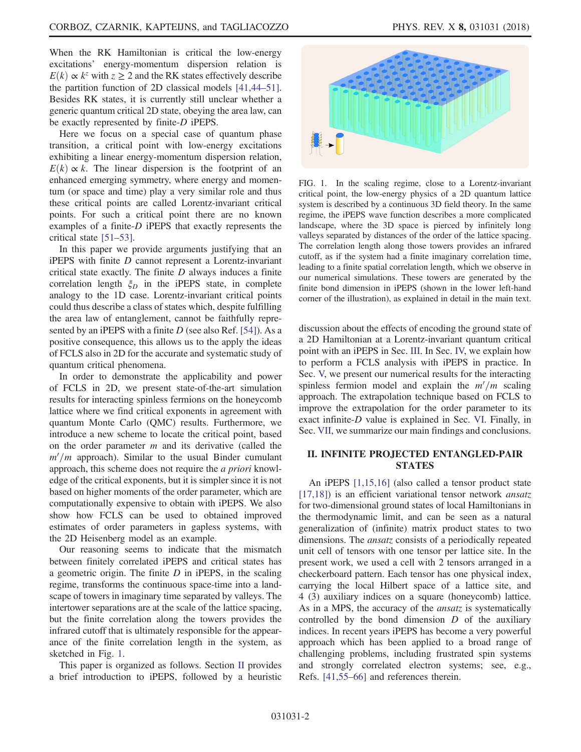When the RK Hamiltonian is critical the low-energy excitations' energy-momentum dispersion relation is $E(k) \propto k^z$ with $z \geq 2$ and the RK states effectively describe the partition function of 2D classical models [41,44–51]. Besides RK states, it is currently still unclear whether a generic quantum critical 2D state, obeying the area law, can be exactly represented by finite-$D$ iPEPS.

Here we focus on a special case of quantum phase transition, a critical point with low-energy excitations exhibiting a linear energy-momentum dispersion relation, $E(k) \propto k$. The linear dispersion is the footprint of an enhanced emerging symmetry, where energy and momentum (or space and time) play a very similar role and thus these critical points are called Lorentz-invariant critical points. For such a critical point there are no known examples of a finite-$D$ iPEPS that exactly represents the critical state [51–53].

In this paper we provide arguments justifying that an iPEPS with finite $D$ cannot represent a Lorentz-invariant critical state exactly. The finite $D$ always induces a finite correlation length $\xi_D$ in the iPEPS state, in complete analogy to the 1D case. Lorentz-invariant critical points could thus describe a class of states which, despite fulfilling the area law of entanglement, cannot be faithfully represented by an iPEPS with a finite $D$ (see also Ref. [54]). As a positive consequence, this allows us to the apply the ideas of FCLS also in 2D for the accurate and systematic study of quantum critical phenomena.

In order to demonstrate the applicability and power of FCLS in 2D, we present state-of-the-art simulation results for interacting spinless fermions on the honeycomb lattice where we find critical exponents in agreement with quantum Monte Carlo (QMC) results. Furthermore, we introduce a new scheme to locate the critical point, based on the order parameter $m$ and its derivative (called the $m'/m$ approach). Similar to the usual Binder cumulant approach, this scheme does not require the *a priori* knowledge of the critical exponents, but it is simpler since it is not based on higher moments of the order parameter, which are computationally expensive to obtain with iPEPS. We also show how FCLS can be used to obtained improved estimates of order parameters in gapless systems, with the 2D Heisenberg model as an example.

Our reasoning seems to indicate that the mismatch between finitely correlated iPEPS and critical states has a geometric origin. The finite $D$ in iPEPS, in the scaling regime, transforms the continuous space-time into a landscape of towers in imaginary time separated by valleys. The intertower separations are at the scale of the lattice spacing, but the finite correlation along the towers provides the infrared cutoff that is ultimately responsible for the appearance of the finite correlation length in the system, as sketched in Fig. 1.

This paper is organized as follows. Section II provides a brief introduction to iPEPS, followed by a heuristic discussion about the effects of encoding the ground state of a 2D Hamiltonian at a Lorentz-invariant quantum critical point with an iPEPS in Sec. III. In Sec. IV, we explain how to perform a FCLS analysis with iPEPS in practice. In Sec. V, we present our numerical results for the interacting spinless fermion model and explain the $m'/m$ scaling approach. The extrapolation technique based on FCLS to improve the extrapolation for the order parameter to its exact infinite-$D$ value is explained in Sec. VI. Finally, in Sec. VII, we summarize our main findings and conclusions.

FIG. 1. In the scaling regime, close to a Lorentz-invariant critical point, the low-energy physics of a 2D quantum lattice system is described by a continuous 3D field theory. In the same regime, the iPEPS wave function describes a more complicated landscape, where the 3D space is pierced by infinitely long valleys separated by distances of the order of the lattice spacing. The correlation length along those towers provides an infrared cutoff, as if the system had a finite imaginary correlation time, leading to a finite spatial correlation length, which we observe in our numerical simulations. These towers are generated by the finite bond dimension in iPEPS (shown in the lower left-hand corner of the illustration), as explained in detail in the main text.

## II. INFINITE PROJECTED ENTANGLED-PAIR STATES

An iPEPS [1,15,16] (also called a tensor product state [17,18]) is an efficient variational tensor network *ansatz* for two-dimensional ground states of local Hamiltonians in the thermodynamic limit, and can be seen as a natural generalization of (infinite) matrix product states to two dimensions. The *ansatz* consists of a periodically repeated unit cell of tensors with one tensor per lattice site. In the present work, we used a cell with 2 tensors arranged in a checkerboard pattern. Each tensor has one physical index, carrying the local Hilbert space of a lattice site, and 4 (3) auxiliary indices on a square (honeycomb) lattice. As in a MPS, the accuracy of the *ansatz* is systematically controlled by the bond dimension $D$ of the auxiliary indices. In recent years iPEPS has become a very powerful approach which has been applied to a broad range of challenging problems, including frustrated spin systems and strongly correlated electron systems; see, e.g., Refs. [41,55–66] and references therein.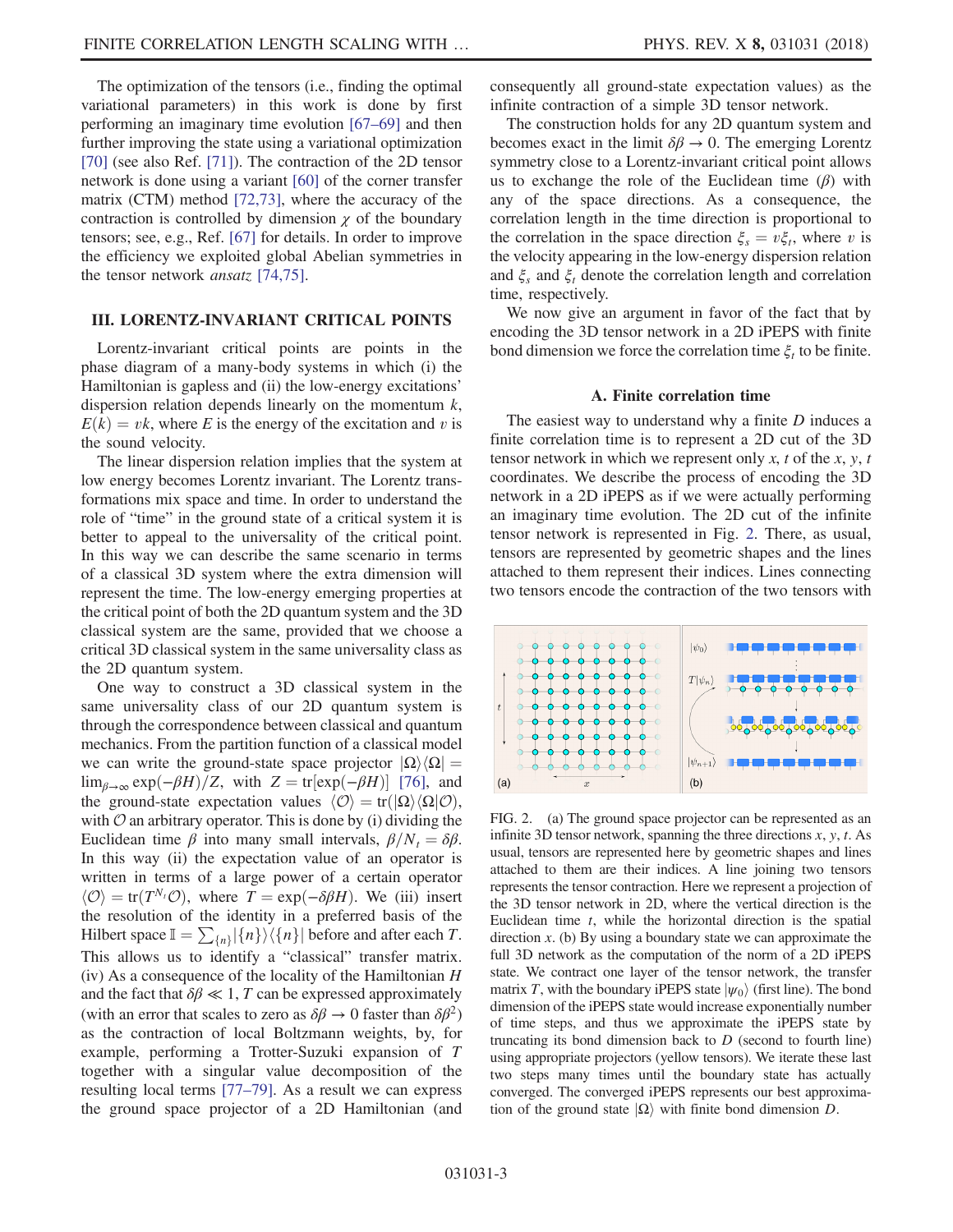The optimization of the tensors (i.e., finding the optimal variational parameters) in this work is done by first performing an imaginary time evolution [67–69] and then further improving the state using a variational optimization [70] (see also Ref. [71]). The contraction of the 2D tensor network is done using a variant [60] of the corner transfer matrix (CTM) method [72,73], where the accuracy of the contraction is controlled by dimension $\chi$ of the boundary tensors; see, e.g., Ref. [67] for details. In order to improve the efficiency we exploited global Abelian symmetries in the tensor network *ansatz* [74,75].

## III. LORENTZ-INVARIANT CRITICAL POINTS

Lorentz-invariant critical points are points in the phase diagram of a many-body systems in which (i) the Hamiltonian is gapless and (ii) the low-energy excitations' dispersion relation depends linearly on the momentum $k$, $E(k) = vk$, where $E$ is the energy of the excitation and $v$ is the sound velocity.

The linear dispersion relation implies that the system at low energy becomes Lorentz invariant. The Lorentz transformations mix space and time. In order to understand the role of "time" in the ground state of a critical system it is better to appeal to the universality of the critical point. In this way we can describe the same scenario in terms of a classical 3D system where the extra dimension will represent the time. The low-energy emerging properties at the critical point of both the 2D quantum system and the 3D classical system are the same, provided that we choose a critical 3D classical system in the same universality class as the 2D quantum system.

One way to construct a 3D classical system in the same universality class of our 2D quantum system is through the correspondence between classical and quantum mechanics. From the partition function of a classical model we can write the ground-state space projector $|\Omega\rangle\langle\Omega| = \lim_{\beta\to\infty}\exp(-\beta H)/Z$, with $Z = \mathrm{tr}[\exp(-\beta H)]$ [76], and the ground-state expectation values $\langle\mathcal{O}\rangle = \mathrm{tr}(|\Omega\rangle\langle\Omega|\mathcal{O})$, with $\mathcal{O}$ an arbitrary operator. This is done by (i) dividing the Euclidean time $\beta$ into many small intervals, $\beta/N_t = \delta\beta$. In this way (ii) the expectation value of an operator is written in terms of a large power of a certain operator $\langle\mathcal{O}\rangle = \mathrm{tr}(T^{N_t}\mathcal{O})$, where $T = \exp(-\delta\beta H)$. We (iii) insert the resolution of the identity in a preferred basis of the Hilbert space $\mathbb{I} = \sum_{\{n\}}|\{n\}\rangle\langle\{n\}|$ before and after each $T$. This allows us to identify a "classical" transfer matrix. (iv) As a consequence of the locality of the Hamiltonian $H$ and the fact that $\delta\beta \ll 1$, $T$ can be expressed approximately (with an error that scales to zero as $\delta\beta \to 0$ faster than $\delta\beta^2$) as the contraction of local Boltzmann weights, by, for example, performing a Trotter-Suzuki expansion of $T$ together with a singular value decomposition of the resulting local terms [77–79]. As a result we can express the ground space projector of a 2D Hamiltonian (and consequently all ground-state expectation values) as the infinite contraction of a simple 3D tensor network.

The construction holds for any 2D quantum system and becomes exact in the limit $\delta\beta \to 0$. The emerging Lorentz symmetry close to a Lorentz-invariant critical point allows us to exchange the role of the Euclidean time ($\beta$) with any of the space directions. As a consequence, the correlation length in the time direction is proportional to the correlation in the space direction $\xi_s = v\xi_t$, where $v$ is the velocity appearing in the low-energy dispersion relation and $\xi_s$ and $\xi_t$ denote the correlation length and correlation time, respectively.

We now give an argument in favor of the fact that by encoding the 3D tensor network in a 2D iPEPS with finite bond dimension we force the correlation time $\xi_t$ to be finite.

### A. Finite correlation time

The easiest way to understand why a finite $D$ induces a finite correlation time is to represent a 2D cut of the 3D tensor network in which we represent only $x$, $t$ of the $x$, $y$, $t$ coordinates. We describe the process of encoding the 3D network in a 2D iPEPS as if we were actually performing an imaginary time evolution. The 2D cut of the infinite tensor network is represented in Fig. 2. There, as usual, tensors are represented by geometric shapes and the lines attached to them represent their indices. Lines connecting two tensors encode the contraction of the two tensors with

FIG. 2. (a) The ground space projector can be represented as an infinite 3D tensor network, spanning the three directions $x$, $y$, $t$. As usual, tensors are represented here by geometric shapes and lines attached to them are their indices. A line joining two tensors represents the tensor contraction. Here we represent a projection of the 3D tensor network in 2D, where the vertical direction is the Euclidean time $t$, while the horizontal direction is the spatial direction $x$. (b) By using a boundary state we can approximate the full 3D network as the computation of the norm of a 2D iPEPS state. We contract one layer of the tensor network, the transfer matrix $T$, with the boundary iPEPS state $|\psi_0\rangle$ (first line). The bond dimension of the iPEPS state would increase exponentially number of time steps, and thus we approximate the iPEPS state by truncating its bond dimension back to $D$ (second to fourth line) using appropriate projectors (yellow tensors). We iterate these last two steps many times until the boundary state has actually converged. The converged iPEPS represents our best approximation of the ground state $|\Omega\rangle$ with finite bond dimension $D$.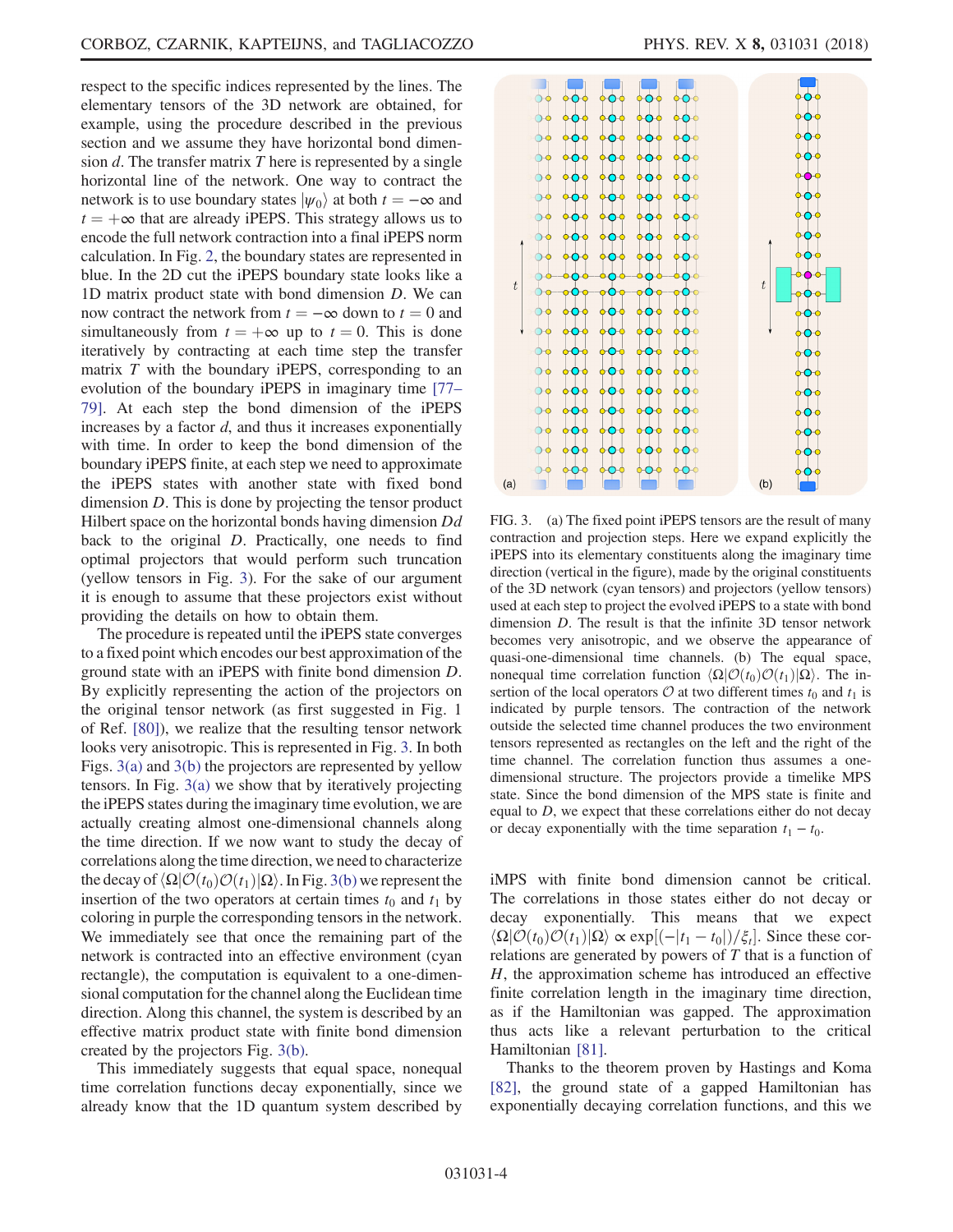respect to the specific indices represented by the lines. The elementary tensors of the 3D network are obtained, for example, using the procedure described in the previous section and we assume they have horizontal bond dimension $d$. The transfer matrix $T$ here is represented by a single horizontal line of the network. One way to contract the network is to use boundary states $|\psi_0\rangle$ at both $t = -\infty$ and $t = +\infty$ that are already iPEPS. This strategy allows us to encode the full network contraction into a final iPEPS norm calculation. In Fig. 2, the boundary states are represented in blue. In the 2D cut the iPEPS boundary state looks like a 1D matrix product state with bond dimension $D$. We can now contract the network from $t = -\infty$ down to $t = 0$ and simultaneously from $t = +\infty$ up to $t = 0$. This is done iteratively by contracting at each time step the transfer matrix $T$ with the boundary iPEPS, corresponding to an evolution of the boundary iPEPS in imaginary time [77–79]. At each step the bond dimension of the iPEPS increases by a factor $d$, and thus it increases exponentially with time. In order to keep the bond dimension of the boundary iPEPS finite, at each step we need to approximate the iPEPS states with another state with fixed bond dimension $D$. This is done by projecting the tensor product Hilbert space on the horizontal bonds having dimension $Dd$ back to the original $D$. Practically, one needs to find optimal projectors that would perform such truncation (yellow tensors in Fig. 3). For the sake of our argument it is enough to assume that these projectors exist without providing the details on how to obtain them.

The procedure is repeated until the iPEPS state converges to a fixed point which encodes our best approximation of the ground state with an iPEPS with finite bond dimension $D$. By explicitly representing the action of the projectors on the original tensor network (as first suggested in Fig. 1 of Ref. [80]), we realize that the resulting tensor network looks very anisotropic. This is represented in Fig. 3. In both Figs. 3(a) and 3(b) the projectors are represented by yellow tensors. In Fig. 3(a) we show that by iteratively projecting the iPEPS states during the imaginary time evolution, we are actually creating almost one-dimensional channels along the time direction. If we now want to study the decay of correlations along the time direction, we need to characterize the decay of $\langle\Omega|\mathcal{O}(t_0)\mathcal{O}(t_1)|\Omega\rangle$. In Fig. 3(b) we represent the insertion of the two operators at certain times $t_0$ and $t_1$ by coloring in purple the corresponding tensors in the network. We immediately see that once the remaining part of the network is contracted into an effective environment (cyan rectangle), the computation is equivalent to a one-dimensional computation for the channel along the Euclidean time direction. Along this channel, the system is described by an effective matrix product state with finite bond dimension created by the projectors Fig. 3(b).

This immediately suggests that equal space, nonequal time correlation functions decay exponentially, since we already know that the 1D quantum system described by iMPS with finite bond dimension cannot be critical. The correlations in those states either do not decay or decay exponentially. This means that we expect $\langle\Omega|\mathcal{O}(t_0)\mathcal{O}(t_1)|\Omega\rangle \propto \exp[(-|t_1 - t_0|)/\xi_t]$. Since these correlations are generated by powers of $T$ that is a function of $H$, the approximation scheme has introduced an effective finite correlation length in the imaginary time direction, as if the Hamiltonian was gapped. The approximation thus acts like a relevant perturbation to the critical Hamiltonian [81].

FIG. 3. (a) The fixed point iPEPS tensors are the result of many contraction and projection steps. Here we expand explicitly the iPEPS into its elementary constituents along the imaginary time direction (vertical in the figure), made by the original constituents of the 3D network (cyan tensors) and projectors (yellow tensors) used at each step to project the evolved iPEPS to a state with bond dimension $D$. The result is that the infinite 3D tensor network becomes very anisotropic, and we observe the appearance of quasi-one-dimensional time channels. (b) The equal space, nonequal time correlation function $\langle\Omega|\mathcal{O}(t_0)\mathcal{O}(t_1)|\Omega\rangle$. The insertion of the local operators $\mathcal{O}$ at two different times $t_0$ and $t_1$ is indicated by purple tensors. The contraction of the network outside the selected time channel produces the two environment tensors represented as rectangles on the left and the right of the time channel. The correlation function thus assumes a one-dimensional structure. The projectors provide a timelike MPS state. Since the bond dimension of the MPS state is finite and equal to $D$, we expect that these correlations either do not decay or decay exponentially with the time separation $t_1 - t_0$.

Thanks to the theorem proven by Hastings and Koma [82], the ground state of a gapped Hamiltonian has exponentially decaying correlation functions, and this we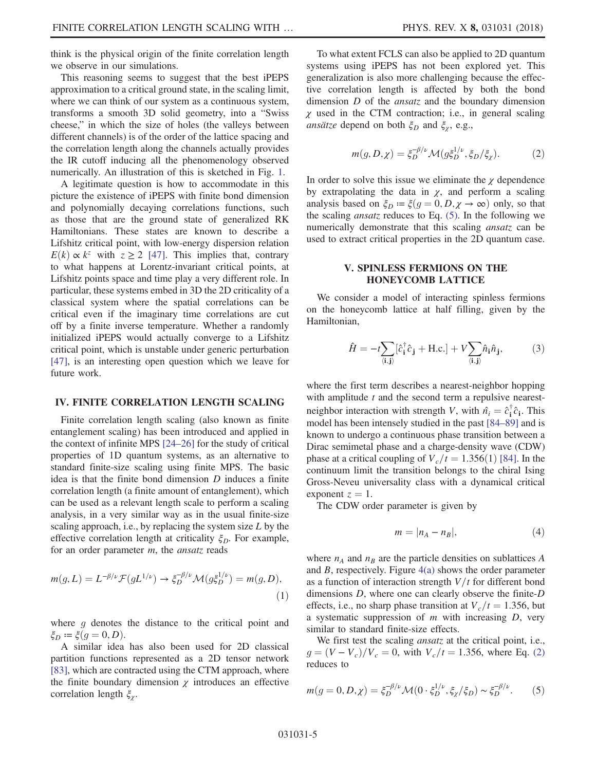think is the physical origin of the finite correlation length we observe in our simulations.

This reasoning seems to suggest that the best iPEPS approximation to a critical ground state, in the scaling limit, where we can think of our system as a continuous system, transforms a smooth 3D solid geometry, into a "Swiss cheese," in which the size of holes (the valleys between different channels) is of the order of the lattice spacing and the correlation length along the channels actually provides the IR cutoff inducing all the phenomenology observed numerically. An illustration of this is sketched in Fig. 1.

A legitimate question is how to accommodate in this picture the existence of iPEPS with finite bond dimension and polynomially decaying correlations functions, such as those that are the ground state of generalized RK Hamiltonians. These states are known to describe a Lifshitz critical point, with low-energy dispersion relation $E(k) \propto k^z$ with $z \geq 2$ [47]. This implies that, contrary to what happens at Lorentz-invariant critical points, at Lifshitz points space and time play a very different role. In particular, these systems embed in 3D the 2D criticality of a classical system where the spatial correlations can be critical even if the imaginary time correlations are cut off by a finite inverse temperature. Whether a randomly initialized iPEPS would actually converge to a Lifshitz critical point, which is unstable under generic perturbation [47], is an interesting open question which we leave for future work.

## IV. FINITE CORRELATION LENGTH SCALING

Finite correlation length scaling (also known as finite entanglement scaling) has been introduced and applied in the context of infinite MPS [24–26] for the study of critical properties of 1D quantum systems, as an alternative to standard finite-size scaling using finite MPS. The basic idea is that the finite bond dimension $D$ induces a finite correlation length (a finite amount of entanglement), which can be used as a relevant length scale to perform a scaling analysis, in a very similar way as in the usual finite-size scaling approach, i.e., by replacing the system size $L$ by the effective correlation length at criticality $\xi_D$. For example, for an order parameter $m$, the *ansatz* reads

$$m(g, L) = L^{-\beta/\nu}\mathcal{F}(gL^{1/\nu}) \rightarrow \xi_D^{-\beta/\nu}\mathcal{M}(g\xi_D^{1/\nu}) = m(g, D), \tag{1}$$

where $g$ denotes the distance to the critical point and $\xi_D := \xi(g = 0, D)$.

A similar idea has also been used for 2D classical partition functions represented as a 2D tensor network [83], which are contracted using the CTM approach, where the finite boundary dimension $\chi$ introduces an effective correlation length $\xi_\chi$.

To what extent FCLS can also be applied to 2D quantum systems using iPEPS has not been explored yet. This generalization is also more challenging because the effective correlation length is affected by both the bond dimension $D$ of the *ansatz* and the boundary dimension $\chi$ used in the CTM contraction; i.e., in general scaling *ansätze* depend on both $\xi_D$ and $\xi_\chi$, e.g.,

$$m(g, D, \chi) = \xi_D^{-\beta/\nu}\mathcal{M}(g\xi_D^{1/\nu}, \xi_D/\xi_\chi). \tag{2}$$

In order to solve this issue we eliminate the $\chi$ dependence by extrapolating the data in $\chi$, and perform a scaling analysis based on $\xi_D := \xi(g = 0, D, \chi \rightarrow \infty)$ only, so that the scaling *ansatz* reduces to Eq. (5). In the following we numerically demonstrate that this scaling *ansatz* can be used to extract critical properties in the 2D quantum case.

## V. SPINLESS FERMIONS ON THE HONEYCOMB LATTICE

We consider a model of interacting spinless fermions on the honeycomb lattice at half filling, given by the Hamiltonian,

$$\hat{H} = -t\sum_{\langle \mathbf{i},\mathbf{j}\rangle}[\hat{c}_\mathbf{i}^\dagger \hat{c}_\mathbf{j} + \text{H.c.}] + V\sum_{\langle \mathbf{i},\mathbf{j}\rangle}\hat{n}_\mathbf{i}\hat{n}_\mathbf{j}, \tag{3}$$

where the first term describes a nearest-neighbor hopping with amplitude $t$ and the second term a repulsive nearest-neighbor interaction with strength $V$, with $\hat{n}_i = \hat{c}_\mathbf{i}^\dagger \hat{c}_\mathbf{i}$. This model has been intensely studied in the past [84–89] and is known to undergo a continuous phase transition between a Dirac semimetal phase and a charge-density wave (CDW) phase at a critical coupling of $V_c/t = 1.356(1)$ [84]. In the continuum limit the transition belongs to the chiral Ising Gross-Neveu universality class with a dynamical critical exponent $z = 1$.

The CDW order parameter is given by

$$m = |n_A - n_B|, \tag{4}$$

where $n_A$ and $n_B$ are the particle densities on sublattices $A$ and $B$, respectively. Figure 4(a) shows the order parameter as a function of interaction strength $V/t$ for different bond dimensions $D$, where one can clearly observe the finite-$D$ effects, i.e., no sharp phase transition at $V_c/t = 1.356$, but a systematic suppression of $m$ with increasing $D$, very similar to standard finite-size effects.

We first test the scaling *ansatz* at the critical point, i.e., $g = (V - V_c)/V_c = 0$, with $V_c/t = 1.356$, where Eq. (2) reduces to

$$m(g = 0, D, \chi) = \xi_D^{-\beta/\nu}\mathcal{M}(0 \cdot \xi_D^{1/\nu}, \xi_\chi/\xi_D) \sim \xi_D^{-\beta/\nu}. \tag{5}$$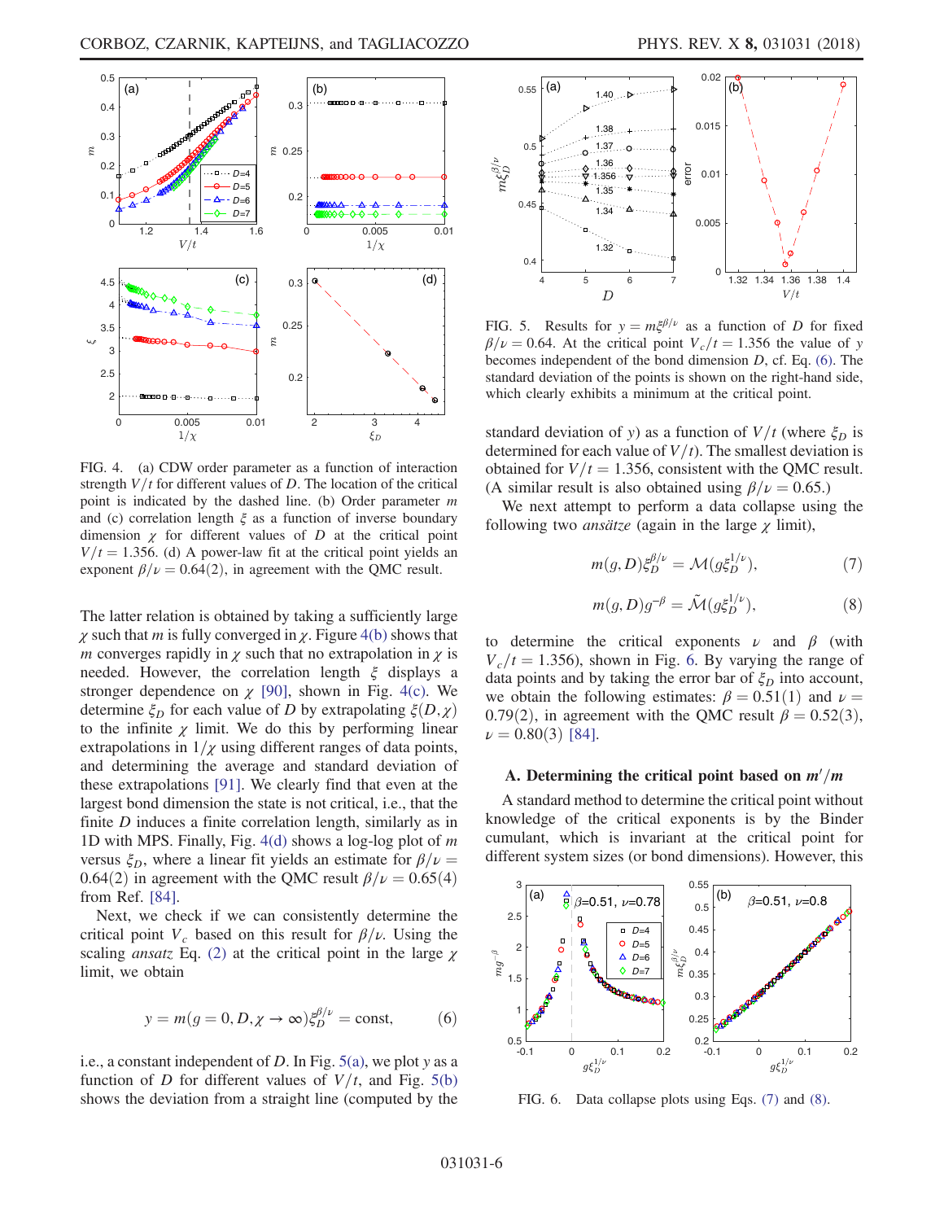(a)

m

V/t

D=4
D=5
D=6
D=7

(b)

m

1/χ

(c)

ξ

1/χ

(d)

m

$\xi_D$

FIG. 4. (a) CDW order parameter as a function of interaction strength $V/t$ for different values of $D$. The location of the critical point is indicated by the dashed line. (b) Order parameter $m$ and (c) correlation length $\xi$ as a function of inverse boundary dimension $\chi$ for different values of $D$ at the critical point $V/t = 1.356$. (d) A power-law fit at the critical point yields an exponent $\beta/\nu = 0.64(2)$, in agreement with the QMC result.

The latter relation is obtained by taking a sufficiently large $\chi$ such that $m$ is fully converged in $\chi$. Figure 4(b) shows that $m$ converges rapidly in $\chi$ such that no extrapolation in $\chi$ is needed. However, the correlation length $\xi$ displays a stronger dependence on $\chi$ [90], shown in Fig. 4(c). We determine $\xi_D$ for each value of $D$ by extrapolating $\xi(D, \chi)$ to the infinite $\chi$ limit. We do this by performing linear extrapolations in $1/\chi$ using different ranges of data points, and determining the average and standard deviation of these extrapolations [91]. We clearly find that even at the largest bond dimension the state is not critical, i.e., that the finite $D$ induces a finite correlation length, similarly as in 1D with MPS. Finally, Fig. 4(d) shows a log-log plot of $m$ versus $\xi_D$, where a linear fit yields an estimate for $\beta/\nu = 0.64(2)$ in agreement with the QMC result $\beta/\nu = 0.65(4)$ from Ref. [84].

Next, we check if we can consistently determine the critical point $V_c$ based on this result for $\beta/\nu$. Using the scaling *ansatz* Eq. (2) at the critical point in the large $\chi$ limit, we obtain

$$y = m(g = 0, D, \chi \to \infty)\xi_D^{\beta/\nu} = \text{const}, \qquad (6)$$

i.e., a constant independent of $D$. In Fig. 5(a), we plot $y$ as a function of $D$ for different values of $V/t$, and Fig. 5(b) shows the deviation from a straight line (computed by the

(a)

$m\xi_D^{\beta/\nu}$

1.40
1.38
1.37
1.36
1.356
1.35
1.34
1.32

D

(b)

error

V/t

FIG. 5. Results for $y = m\xi^{\beta/\nu}$ as a function of $D$ for fixed $\beta/\nu = 0.64$. At the critical point $V_c/t = 1.356$ the value of $y$ becomes independent of the bond dimension $D$, cf. Eq. (6). The standard deviation of the points is shown on the right-hand side, which clearly exhibits a minimum at the critical point.

standard deviation of $y$) as a function of $V/t$ (where $\xi_D$ is determined for each value of $V/t$). The smallest deviation is obtained for $V/t = 1.356$, consistent with the QMC result. (A similar result is also obtained using $\beta/\nu = 0.65$.)

We next attempt to perform a data collapse using the following two *ansätze* (again in the large $\chi$ limit),

$$m(g, D)\xi_D^{\beta/\nu} = \mathcal{M}(g\xi_D^{1/\nu}), \qquad (7)$$

$$m(g, D)g^{-\beta} = \tilde{\mathcal{M}}(g\xi_D^{1/\nu}), \qquad (8)$$

to determine the critical exponents $\nu$ and $\beta$ (with $V_c/t = 1.356$), shown in Fig. 6. By varying the range of data points and by taking the error bar of $\xi_D$ into account, we obtain the following estimates: $\beta = 0.51(1)$ and $\nu = 0.79(2)$, in agreement with the QMC result $\beta = 0.52(3)$, $\nu = 0.80(3)$ [84].

### A. Determining the critical point based on $m'/m$

A standard method to determine the critical point without knowledge of the critical exponents is by the Binder cumulant, which is invariant at the critical point for different system sizes (or bond dimensions). However, this

(a) β=0.51, ν=0.78

$mg^{-\beta}$

$g\xi_D^{1/\nu}$

D=4
D=5
D=6
D=7

(b) β=0.51, ν=0.8

$m\xi_D^{\beta/\nu}$

$g\xi_D^{1/\nu}$

FIG. 6. Data collapse plots using Eqs. (7) and (8).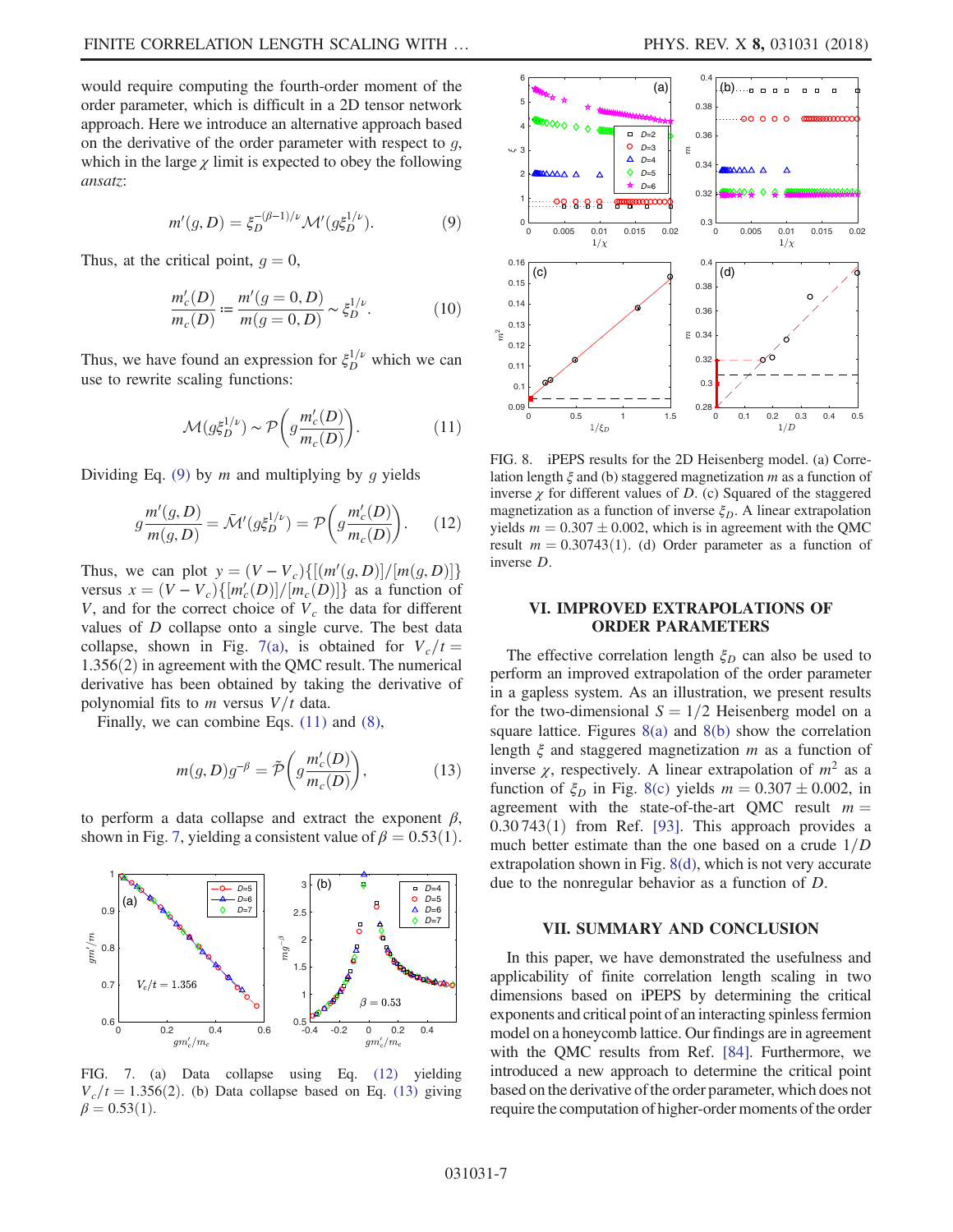would require computing the fourth-order moment of the order parameter, which is difficult in a 2D tensor network approach. Here we introduce an alternative approach based on the derivative of the order parameter with respect to $g$, which in the large $\chi$ limit is expected to obey the following *ansatz*:

$$m'(g, D) = \xi_D^{-(\beta-1)/\nu} \mathcal{M}'(g\xi_D^{1/\nu}). \tag{9}$$

Thus, at the critical point, $g = 0$,

$$\frac{m_c'(D)}{m_c(D)} := \frac{m'(g = 0, D)}{m(g = 0, D)} \sim \xi_D^{1/\nu}. \tag{10}$$

Thus, we have found an expression for $\xi_D^{1/\nu}$ which we can use to rewrite scaling functions:

$$\mathcal{M}(g\xi_D^{1/\nu}) \sim \mathcal{P}\left(g\frac{m_c'(D)}{m_c(D)}\right). \tag{11}$$

Dividing Eq. (9) by $m$ and multiplying by $g$ yields

$$g\frac{m'(g, D)}{m(g, D)} = \bar{\mathcal{M}}'(g\xi_D^{1/\nu}) = \mathcal{P}\left(g\frac{m_c'(D)}{m_c(D)}\right). \tag{12}$$

Thus, we can plot $y = (V - V_c)\{[(m'(g, D)]/[m(g, D)]\}$ versus $x = (V - V_c)\{[m_c'(D)]/[m_c(D)]\}$ as a function of $V$, and for the correct choice of $V_c$ the data for different values of $D$ collapse onto a single curve. The best data collapse, shown in Fig. 7(a), is obtained for $V_c/t = 1.356(2)$ in agreement with the QMC result. The numerical derivative has been obtained by taking the derivative of polynomial fits to $m$ versus $V/t$ data.

Finally, we can combine Eqs. (11) and (8),

$$m(g, D)g^{-\beta} = \tilde{\mathcal{P}}\left(g\frac{m_c'(D)}{m_c(D)}\right), \tag{13}$$

to perform a data collapse and extract the exponent $\beta$, shown in Fig. 7, yielding a consistent value of $\beta = 0.53(1)$.

(a)
$gm'/m$
$gm_c'/m_c$
D=5
D=6
D=7
$V_c/t = 1.356$

(b)
$mg^{-\beta}$
$gm_c'/m_c$
D=4
D=5
D=6
D=7
$\beta = 0.53$

FIG. 7. (a) Data collapse using Eq. (12) yielding $V_c/t = 1.356(2)$. (b) Data collapse based on Eq. (13) giving $\beta = 0.53(1)$.

(a)
$\xi$
$1/\chi$
D=2
D=3
D=4
D=5
D=6

(b)
$m$
$1/\chi$

(c)
$m^2$
$1/\xi_D$

(d)
$m$
$1/D$

FIG. 8. iPEPS results for the 2D Heisenberg model. (a) Correlation length $\xi$ and (b) staggered magnetization $m$ as a function of inverse $\chi$ for different values of $D$. (c) Squared of the staggered magnetization as a function of inverse $\xi_D$. A linear extrapolation yields $m = 0.307 \pm 0.002$, which is in agreement with the QMC result $m = 0.30743(1)$. (d) Order parameter as a function of inverse $D$.

## VI. IMPROVED EXTRAPOLATIONS OF ORDER PARAMETERS

The effective correlation length $\xi_D$ can also be used to perform an improved extrapolation of the order parameter in a gapless system. As an illustration, we present results for the two-dimensional $S = 1/2$ Heisenberg model on a square lattice. Figures 8(a) and 8(b) show the correlation length $\xi$ and staggered magnetization $m$ as a function of inverse $\chi$, respectively. A linear extrapolation of $m^2$ as a function of $\xi_D$ in Fig. 8(c) yields $m = 0.307 \pm 0.002$, in agreement with the state-of-the-art QMC result $m = 0.30\,743(1)$ from Ref. [93]. This approach provides a much better estimate than the one based on a crude $1/D$ extrapolation shown in Fig. 8(d), which is not very accurate due to the nonregular behavior as a function of $D$.

## VII. SUMMARY AND CONCLUSION

In this paper, we have demonstrated the usefulness and applicability of finite correlation length scaling in two dimensions based on iPEPS by determining the critical exponents and critical point of an interacting spinless fermion model on a honeycomb lattice. Our findings are in agreement with the QMC results from Ref. [84]. Furthermore, we introduced a new approach to determine the critical point based on the derivative of the order parameter, which does not require the computation of higher-order moments of the order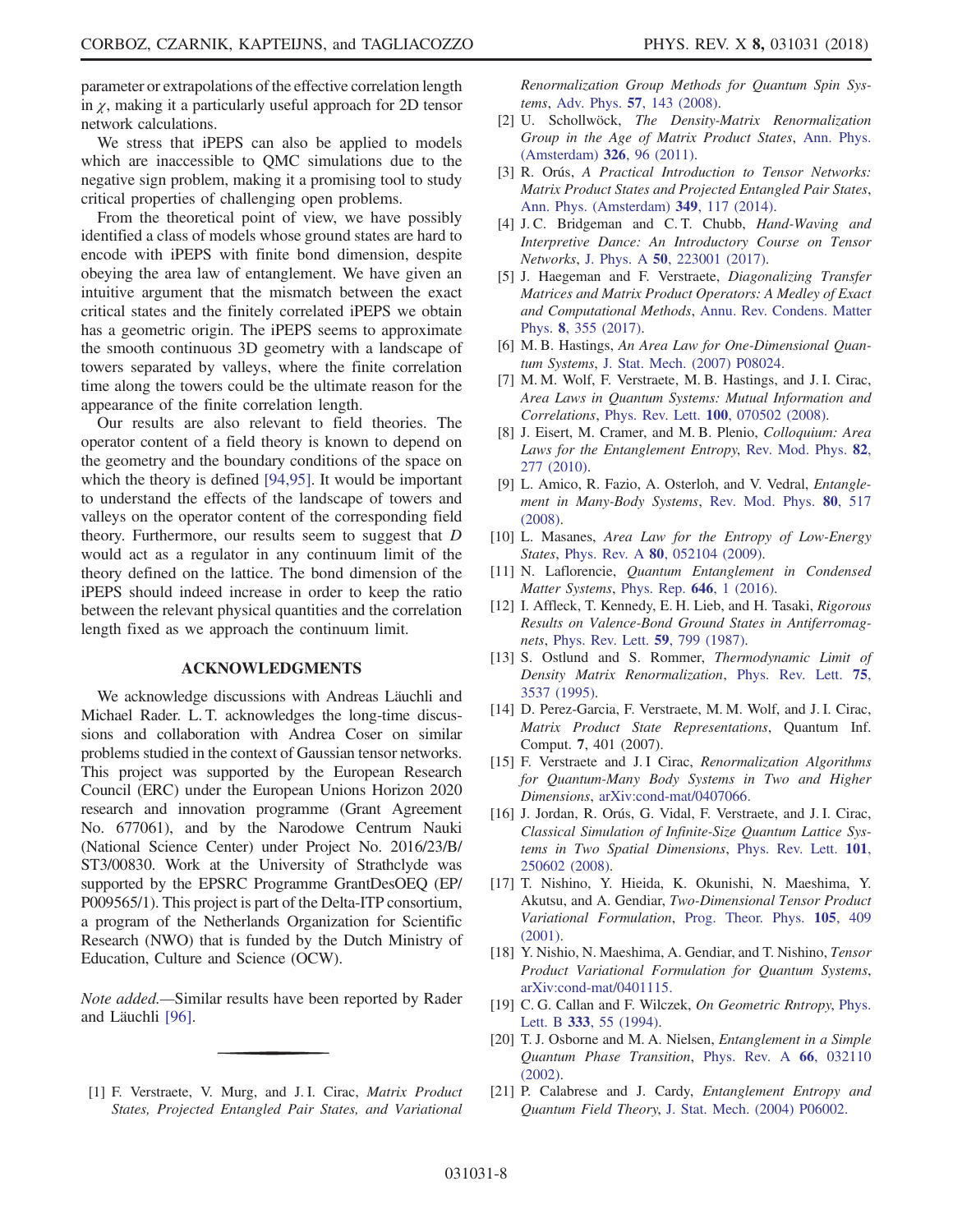parameter or extrapolations of the effective correlation length in $\chi$, making it a particularly useful approach for 2D tensor network calculations.

We stress that iPEPS can also be applied to models which are inaccessible to QMC simulations due to the negative sign problem, making it a promising tool to study critical properties of challenging open problems.

From the theoretical point of view, we have possibly identified a class of models whose ground states are hard to encode with iPEPS with finite bond dimension, despite obeying the area law of entanglement. We have given an intuitive argument that the mismatch between the exact critical states and the finitely correlated iPEPS we obtain has a geometric origin. The iPEPS seems to approximate the smooth continuous 3D geometry with a landscape of towers separated by valleys, where the finite correlation time along the towers could be the ultimate reason for the appearance of the finite correlation length.

Our results are also relevant to field theories. The operator content of a field theory is known to depend on the geometry and the boundary conditions of the space on which the theory is defined [94,95]. It would be important to understand the effects of the landscape of towers and valleys on the operator content of the corresponding field theory. Furthermore, our results seem to suggest that $D$ would act as a regulator in any continuum limit of the theory defined on the lattice. The bond dimension of the iPEPS should indeed increase in order to keep the ratio between the relevant physical quantities and the correlation length fixed as we approach the continuum limit.

## ACKNOWLEDGMENTS

We acknowledge discussions with Andreas Läuchli and Michael Rader. L. T. acknowledges the long-time discussions and collaboration with Andrea Coser on similar problems studied in the context of Gaussian tensor networks. This project was supported by the European Research Council (ERC) under the European Unions Horizon 2020 research and innovation programme (Grant Agreement No. 677061), and by the Narodowe Centrum Nauki (National Science Center) under Project No. 2016/23/B/ST3/00830. Work at the University of Strathclyde was supported by the EPSRC Programme GrantDesOEQ (EP/P009565/1). This project is part of the Delta-ITP consortium, a program of the Netherlands Organization for Scientific Research (NWO) that is funded by the Dutch Ministry of Education, Culture and Science (OCW).

*Note added.*—Similar results have been reported by Rader and Läuchli [96].

---

[1] F. Verstraete, V. Murg, and J. I. Cirac, *Matrix Product States, Projected Entangled Pair States, and Variational Renormalization Group Methods for Quantum Spin Systems*, Adv. Phys. **57**, 143 (2008).

[2] U. Schollwöck, *The Density-Matrix Renormalization Group in the Age of Matrix Product States*, Ann. Phys. (Amsterdam) **326**, 96 (2011).

[3] R. Orús, *A Practical Introduction to Tensor Networks: Matrix Product States and Projected Entangled Pair States*, Ann. Phys. (Amsterdam) **349**, 117 (2014).

[4] J. C. Bridgeman and C. T. Chubb, *Hand-Waving and Interpretive Dance: An Introductory Course on Tensor Networks*, J. Phys. A **50**, 223001 (2017).

[5] J. Haegeman and F. Verstraete, *Diagonalizing Transfer Matrices and Matrix Product Operators: A Medley of Exact and Computational Methods*, Annu. Rev. Condens. Matter Phys. **8**, 355 (2017).

[6] M. B. Hastings, *An Area Law for One-Dimensional Quantum Systems*, J. Stat. Mech. (2007) P08024.

[7] M. M. Wolf, F. Verstraete, M. B. Hastings, and J. I. Cirac, *Area Laws in Quantum Systems: Mutual Information and Correlations*, Phys. Rev. Lett. **100**, 070502 (2008).

[8] J. Eisert, M. Cramer, and M. B. Plenio, *Colloquium: Area Laws for the Entanglement Entropy*, Rev. Mod. Phys. **82**, 277 (2010).

[9] L. Amico, R. Fazio, A. Osterloh, and V. Vedral, *Entanglement in Many-Body Systems*, Rev. Mod. Phys. **80**, 517 (2008).

[10] L. Masanes, *Area Law for the Entropy of Low-Energy States*, Phys. Rev. A **80**, 052104 (2009).

[11] N. Laflorencie, *Quantum Entanglement in Condensed Matter Systems*, Phys. Rep. **646**, 1 (2016).

[12] I. Affleck, T. Kennedy, E. H. Lieb, and H. Tasaki, *Rigorous Results on Valence-Bond Ground States in Antiferromagnets*, Phys. Rev. Lett. **59**, 799 (1987).

[13] S. Ostlund and S. Rommer, *Thermodynamic Limit of Density Matrix Renormalization*, Phys. Rev. Lett. **75**, 3537 (1995).

[14] D. Perez-Garcia, F. Verstraete, M. M. Wolf, and J. I. Cirac, *Matrix Product State Representations*, Quantum Inf. Comput. **7**, 401 (2007).

[15] F. Verstraete and J. I Cirac, *Renormalization Algorithms for Quantum-Many Body Systems in Two and Higher Dimensions*, arXiv:cond-mat/0407066.

[16] J. Jordan, R. Orús, G. Vidal, F. Verstraete, and J. I. Cirac, *Classical Simulation of Infinite-Size Quantum Lattice Systems in Two Spatial Dimensions*, Phys. Rev. Lett. **101**, 250602 (2008).

[17] T. Nishino, Y. Hieida, K. Okunishi, N. Maeshima, Y. Akutsu, and A. Gendiar, *Two-Dimensional Tensor Product Variational Formulation*, Prog. Theor. Phys. **105**, 409 (2001).

[18] Y. Nishio, N. Maeshima, A. Gendiar, and T. Nishino, *Tensor Product Variational Formulation for Quantum Systems*, arXiv:cond-mat/0401115.

[19] C. G. Callan and F. Wilczek, *On Geometric Rntropy*, Phys. Lett. B **333**, 55 (1994).

[20] T. J. Osborne and M. A. Nielsen, *Entanglement in a Simple Quantum Phase Transition*, Phys. Rev. A **66**, 032110 (2002).

[21] P. Calabrese and J. Cardy, *Entanglement Entropy and Quantum Field Theory*, J. Stat. Mech. (2004) P06002.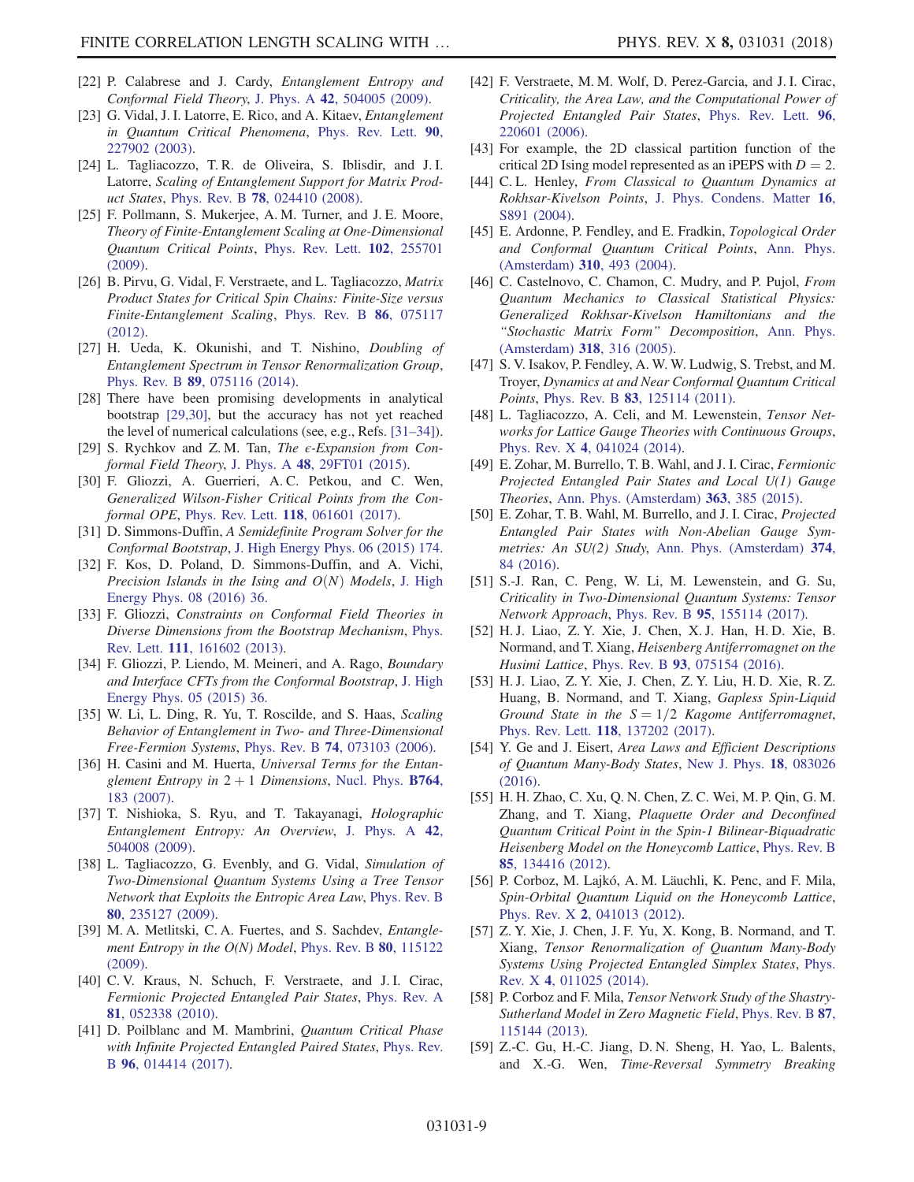[22] P. Calabrese and J. Cardy, *Entanglement Entropy and Conformal Field Theory*, J. Phys. A **42**, 504005 (2009).

[23] G. Vidal, J. I. Latorre, E. Rico, and A. Kitaev, *Entanglement in Quantum Critical Phenomena*, Phys. Rev. Lett. **90**, 227902 (2003).

[24] L. Tagliacozzo, T. R. de Oliveira, S. Iblisdir, and J. I. Latorre, *Scaling of Entanglement Support for Matrix Product States*, Phys. Rev. B **78**, 024410 (2008).

[25] F. Pollmann, S. Mukerjee, A. M. Turner, and J. E. Moore, *Theory of Finite-Entanglement Scaling at One-Dimensional Quantum Critical Points*, Phys. Rev. Lett. **102**, 255701 (2009).

[26] B. Pirvu, G. Vidal, F. Verstraete, and L. Tagliacozzo, *Matrix Product States for Critical Spin Chains: Finite-Size versus Finite-Entanglement Scaling*, Phys. Rev. B **86**, 075117 (2012).

[27] H. Ueda, K. Okunishi, and T. Nishino, *Doubling of Entanglement Spectrum in Tensor Renormalization Group*, Phys. Rev. B **89**, 075116 (2014).

[28] There have been promising developments in analytical bootstrap [29,30], but the accuracy has not yet reached the level of numerical calculations (see, e.g., Refs. [31–34]).

[29] S. Rychkov and Z. M. Tan, *The $\epsilon$-Expansion from Conformal Field Theory*, J. Phys. A **48**, 29FT01 (2015).

[30] F. Gliozzi, A. Guerrieri, A. C. Petkou, and C. Wen, *Generalized Wilson-Fisher Critical Points from the Conformal OPE*, Phys. Rev. Lett. **118**, 061601 (2017).

[31] D. Simmons-Duffin, *A Semidefinite Program Solver for the Conformal Bootstrap*, J. High Energy Phys. 06 (2015) 174.

[32] F. Kos, D. Poland, D. Simmons-Duffin, and A. Vichi, *Precision Islands in the Ising and O(N) Models*, J. High Energy Phys. 08 (2016) 36.

[33] F. Gliozzi, *Constraints on Conformal Field Theories in Diverse Dimensions from the Bootstrap Mechanism*, Phys. Rev. Lett. **111**, 161602 (2013).

[34] F. Gliozzi, P. Liendo, M. Meineri, and A. Rago, *Boundary and Interface CFTs from the Conformal Bootstrap*, J. High Energy Phys. 05 (2015) 36.

[35] W. Li, L. Ding, R. Yu, T. Roscilde, and S. Haas, *Scaling Behavior of Entanglement in Two- and Three-Dimensional Free-Fermion Systems*, Phys. Rev. B **74**, 073103 (2006).

[36] H. Casini and M. Huerta, *Universal Terms for the Entanglement Entropy in 2 + 1 Dimensions*, Nucl. Phys. **B764**, 183 (2007).

[37] T. Nishioka, S. Ryu, and T. Takayanagi, *Holographic Entanglement Entropy: An Overview*, J. Phys. A **42**, 504008 (2009).

[38] L. Tagliacozzo, G. Evenbly, and G. Vidal, *Simulation of Two-Dimensional Quantum Systems Using a Tree Tensor Network that Exploits the Entropic Area Law*, Phys. Rev. B **80**, 235127 (2009).

[39] M. A. Metlitski, C. A. Fuertes, and S. Sachdev, *Entanglement Entropy in the O(N) Model*, Phys. Rev. B **80**, 115122 (2009).

[40] C. V. Kraus, N. Schuch, F. Verstraete, and J. I. Cirac, *Fermionic Projected Entangled Pair States*, Phys. Rev. A **81**, 052338 (2010).

[41] D. Poilblanc and M. Mambrini, *Quantum Critical Phase with Infinite Projected Entangled Paired States*, Phys. Rev. B **96**, 014414 (2017).

[42] F. Verstraete, M. M. Wolf, D. Perez-Garcia, and J. I. Cirac, *Criticality, the Area Law, and the Computational Power of Projected Entangled Pair States*, Phys. Rev. Lett. **96**, 220601 (2006).

[43] For example, the 2D classical partition function of the critical 2D Ising model represented as an iPEPS with $D = 2$.

[44] C. L. Henley, *From Classical to Quantum Dynamics at Rokhsar-Kivelson Points*, J. Phys. Condens. Matter **16**, S891 (2004).

[45] E. Ardonne, P. Fendley, and E. Fradkin, *Topological Order and Conformal Quantum Critical Points*, Ann. Phys. (Amsterdam) **310**, 493 (2004).

[46] C. Castelnovo, C. Chamon, C. Mudry, and P. Pujol, *From Quantum Mechanics to Classical Statistical Physics: Generalized Rokhsar-Kivelson Hamiltonians and the "Stochastic Matrix Form" Decomposition*, Ann. Phys. (Amsterdam) **318**, 316 (2005).

[47] S. V. Isakov, P. Fendley, A. W. W. Ludwig, S. Trebst, and M. Troyer, *Dynamics at and Near Conformal Quantum Critical Points*, Phys. Rev. B **83**, 125114 (2011).

[48] L. Tagliacozzo, A. Celi, and M. Lewenstein, *Tensor Networks for Lattice Gauge Theories with Continuous Groups*, Phys. Rev. X **4**, 041024 (2014).

[49] E. Zohar, M. Burrello, T. B. Wahl, and J. I. Cirac, *Fermionic Projected Entangled Pair States and Local U(1) Gauge Theories*, Ann. Phys. (Amsterdam) **363**, 385 (2015).

[50] E. Zohar, T. B. Wahl, M. Burrello, and J. I. Cirac, *Projected Entangled Pair States with Non-Abelian Gauge Symmetries: An SU(2) Study*, Ann. Phys. (Amsterdam) **374**, 84 (2016).

[51] S.-J. Ran, C. Peng, W. Li, M. Lewenstein, and G. Su, *Criticality in Two-Dimensional Quantum Systems: Tensor Network Approach*, Phys. Rev. B **95**, 155114 (2017).

[52] H. J. Liao, Z. Y. Xie, J. Chen, X. J. Han, H. D. Xie, B. Normand, and T. Xiang, *Heisenberg Antiferromagnet on the Husimi Lattice*, Phys. Rev. B **93**, 075154 (2016).

[53] H. J. Liao, Z. Y. Xie, J. Chen, Z. Y. Liu, H. D. Xie, R. Z. Huang, B. Normand, and T. Xiang, *Gapless Spin-Liquid Ground State in the $S = 1/2$ Kagome Antiferromagnet*, Phys. Rev. Lett. **118**, 137202 (2017).

[54] Y. Ge and J. Eisert, *Area Laws and Efficient Descriptions of Quantum Many-Body States*, New J. Phys. **18**, 083026 (2016).

[55] H. H. Zhao, C. Xu, Q. N. Chen, Z. C. Wei, M. P. Qin, G. M. Zhang, and T. Xiang, *Plaquette Order and Deconfined Quantum Critical Point in the Spin-1 Bilinear-Biquadratic Heisenberg Model on the Honeycomb Lattice*, Phys. Rev. B **85**, 134416 (2012).

[56] P. Corboz, M. Lajkó, A. M. Läuchli, K. Penc, and F. Mila, *Spin-Orbital Quantum Liquid on the Honeycomb Lattice*, Phys. Rev. X **2**, 041013 (2012).

[57] Z. Y. Xie, J. Chen, J. F. Yu, X. Kong, B. Normand, and T. Xiang, *Tensor Renormalization of Quantum Many-Body Systems Using Projected Entangled Simplex States*, Phys. Rev. X **4**, 011025 (2014).

[58] P. Corboz and F. Mila, *Tensor Network Study of the Shastry-Sutherland Model in Zero Magnetic Field*, Phys. Rev. B **87**, 115144 (2013).

[59] Z.-C. Gu, H.-C. Jiang, D. N. Sheng, H. Yao, L. Balents, and X.-G. Wen, *Time-Reversal Symmetry Breaking*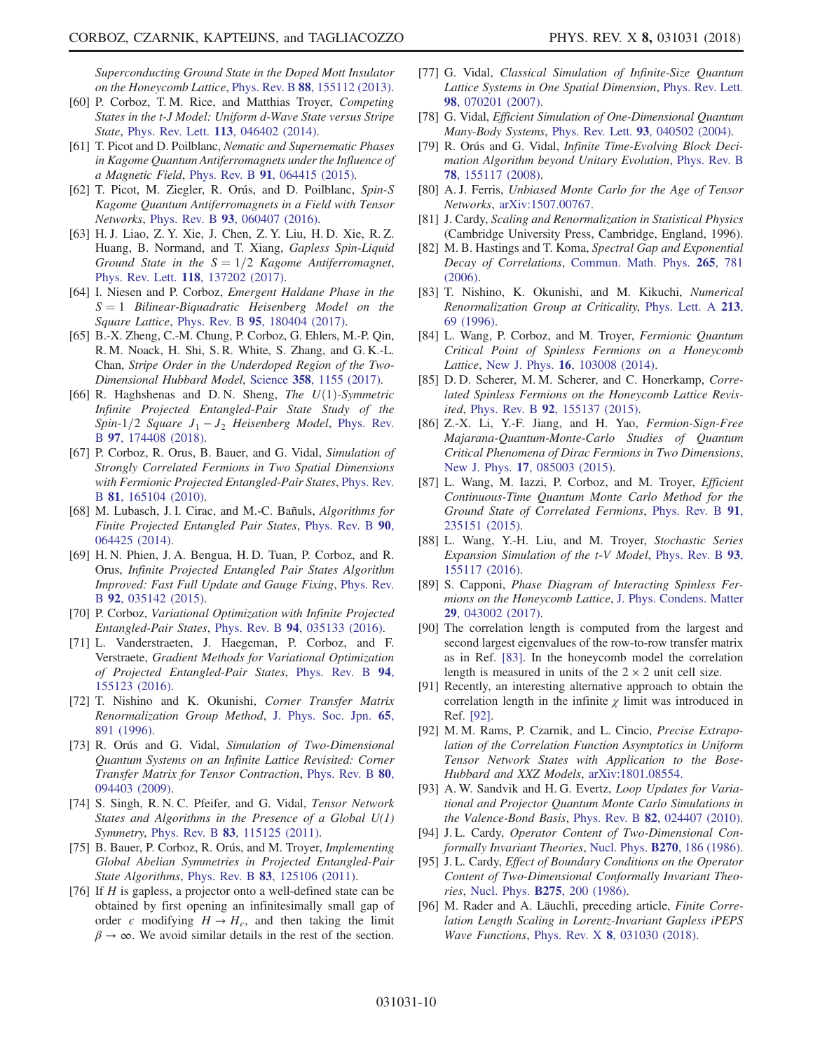*Superconducting Ground State in the Doped Mott Insulator on the Honeycomb Lattice*, Phys. Rev. B **88**, 155112 (2013).

[60] P. Corboz, T. M. Rice, and Matthias Troyer, *Competing States in the t-J Model: Uniform d-Wave State versus Stripe State*, Phys. Rev. Lett. **113**, 046402 (2014).

[61] T. Picot and D. Poilblanc, *Nematic and Supernematic Phases in Kagome Quantum Antiferromagnets under the Influence of a Magnetic Field*, Phys. Rev. B **91**, 064415 (2015).

[62] T. Picot, M. Ziegler, R. Orús, and D. Poilblanc, *Spin-S Kagome Quantum Antiferromagnets in a Field with Tensor Networks*, Phys. Rev. B **93**, 060407 (2016).

[63] H. J. Liao, Z. Y. Xie, J. Chen, Z. Y. Liu, H. D. Xie, R. Z. Huang, B. Normand, and T. Xiang, *Gapless Spin-Liquid Ground State in the $S = 1/2$ Kagome Antiferromagnet*, Phys. Rev. Lett. **118**, 137202 (2017).

[64] I. Niesen and P. Corboz, *Emergent Haldane Phase in the $S = 1$ Bilinear-Biquadratic Heisenberg Model on the Square Lattice*, Phys. Rev. B **95**, 180404 (2017).

[65] B.-X. Zheng, C.-M. Chung, P. Corboz, G. Ehlers, M.-P. Qin, R. M. Noack, H. Shi, S. R. White, S. Zhang, and G. K.-L. Chan, *Stripe Order in the Underdoped Region of the Two-Dimensional Hubbard Model*, Science **358**, 1155 (2017).

[66] R. Haghshenas and D. N. Sheng, *The $U(1)$-Symmetric Infinite Projected Entangled-Pair State Study of the Spin-$1/2$ Square $J_1 - J_2$ Heisenberg Model*, Phys. Rev. B **97**, 174408 (2018).

[67] P. Corboz, R. Orus, B. Bauer, and G. Vidal, *Simulation of Strongly Correlated Fermions in Two Spatial Dimensions with Fermionic Projected Entangled-Pair States*, Phys. Rev. B **81**, 165104 (2010).

[68] M. Lubasch, J. I. Cirac, and M.-C. Bañuls, *Algorithms for Finite Projected Entangled Pair States*, Phys. Rev. B **90**, 064425 (2014).

[69] H. N. Phien, J. A. Bengua, H. D. Tuan, P. Corboz, and R. Orus, *Infinite Projected Entangled Pair States Algorithm Improved: Fast Full Update and Gauge Fixing*, Phys. Rev. B **92**, 035142 (2015).

[70] P. Corboz, *Variational Optimization with Infinite Projected Entangled-Pair States*, Phys. Rev. B **94**, 035133 (2016).

[71] L. Vanderstraeten, J. Haegeman, P. Corboz, and F. Verstraete, *Gradient Methods for Variational Optimization of Projected Entangled-Pair States*, Phys. Rev. B **94**, 155123 (2016).

[72] T. Nishino and K. Okunishi, *Corner Transfer Matrix Renormalization Group Method*, J. Phys. Soc. Jpn. **65**, 891 (1996).

[73] R. Orús and G. Vidal, *Simulation of Two-Dimensional Quantum Systems on an Infinite Lattice Revisited: Corner Transfer Matrix for Tensor Contraction*, Phys. Rev. B **80**, 094403 (2009).

[74] S. Singh, R. N. C. Pfeifer, and G. Vidal, *Tensor Network States and Algorithms in the Presence of a Global U(1) Symmetry*, Phys. Rev. B **83**, 115125 (2011).

[75] B. Bauer, P. Corboz, R. Orús, and M. Troyer, *Implementing Global Abelian Symmetries in Projected Entangled-Pair State Algorithms*, Phys. Rev. B **83**, 125106 (2011).

[76] If $H$ is gapless, a projector onto a well-defined state can be obtained by first opening an infinitesimally small gap of order $\epsilon$ modifying $H \to H_\epsilon$, and then taking the limit $\beta \to \infty$. We avoid similar details in the rest of the section.

[77] G. Vidal, *Classical Simulation of Infinite-Size Quantum Lattice Systems in One Spatial Dimension*, Phys. Rev. Lett. **98**, 070201 (2007).

[78] G. Vidal, *Efficient Simulation of One-Dimensional Quantum Many-Body Systems*, Phys. Rev. Lett. **93**, 040502 (2004).

[79] R. Orús and G. Vidal, *Infinite Time-Evolving Block Decimation Algorithm beyond Unitary Evolution*, Phys. Rev. B **78**, 155117 (2008).

[80] A. J. Ferris, *Unbiased Monte Carlo for the Age of Tensor Networks*, arXiv:1507.00767.

[81] J. Cardy, *Scaling and Renormalization in Statistical Physics* (Cambridge University Press, Cambridge, England, 1996).

[82] M. B. Hastings and T. Koma, *Spectral Gap and Exponential Decay of Correlations*, Commun. Math. Phys. **265**, 781 (2006).

[83] T. Nishino, K. Okunishi, and M. Kikuchi, *Numerical Renormalization Group at Criticality*, Phys. Lett. A **213**, 69 (1996).

[84] L. Wang, P. Corboz, and M. Troyer, *Fermionic Quantum Critical Point of Spinless Fermions on a Honeycomb Lattice*, New J. Phys. **16**, 103008 (2014).

[85] D. D. Scherer, M. M. Scherer, and C. Honerkamp, *Correlated Spinless Fermions on the Honeycomb Lattice Revisited*, Phys. Rev. B **92**, 155137 (2015).

[86] Z.-X. Li, Y.-F. Jiang, and H. Yao, *Fermion-Sign-Free Majarana-Quantum-Monte-Carlo Studies of Quantum Critical Phenomena of Dirac Fermions in Two Dimensions*, New J. Phys. **17**, 085003 (2015).

[87] L. Wang, M. Iazzi, P. Corboz, and M. Troyer, *Efficient Continuous-Time Quantum Monte Carlo Method for the Ground State of Correlated Fermions*, Phys. Rev. B **91**, 235151 (2015).

[88] L. Wang, Y.-H. Liu, and M. Troyer, *Stochastic Series Expansion Simulation of the t-V Model*, Phys. Rev. B **93**, 155117 (2016).

[89] S. Capponi, *Phase Diagram of Interacting Spinless Fermions on the Honeycomb Lattice*, J. Phys. Condens. Matter **29**, 043002 (2017).

[90] The correlation length is computed from the largest and second largest eigenvalues of the row-to-row transfer matrix as in Ref. [83]. In the honeycomb model the correlation length is measured in units of the $2 \times 2$ unit cell size.

[91] Recently, an interesting alternative approach to obtain the correlation length in the infinite $\chi$ limit was introduced in Ref. [92].

[92] M. M. Rams, P. Czarnik, and L. Cincio, *Precise Extrapolation of the Correlation Function Asymptotics in Uniform Tensor Network States with Application to the Bose-Hubbard and XXZ Models*, arXiv:1801.08554.

[93] A. W. Sandvik and H. G. Evertz, *Loop Updates for Variational and Projector Quantum Monte Carlo Simulations in the Valence-Bond Basis*, Phys. Rev. B **82**, 024407 (2010).

[94] J. L. Cardy, *Operator Content of Two-Dimensional Conformally Invariant Theories*, Nucl. Phys. **B270**, 186 (1986).

[95] J. L. Cardy, *Effect of Boundary Conditions on the Operator Content of Two-Dimensional Conformally Invariant Theories*, Nucl. Phys. **B275**, 200 (1986).

[96] M. Rader and A. Läuchli, preceding article, *Finite Correlation Length Scaling in Lorentz-Invariant Gapless iPEPS Wave Functions*, Phys. Rev. X **8**, 031030 (2018).